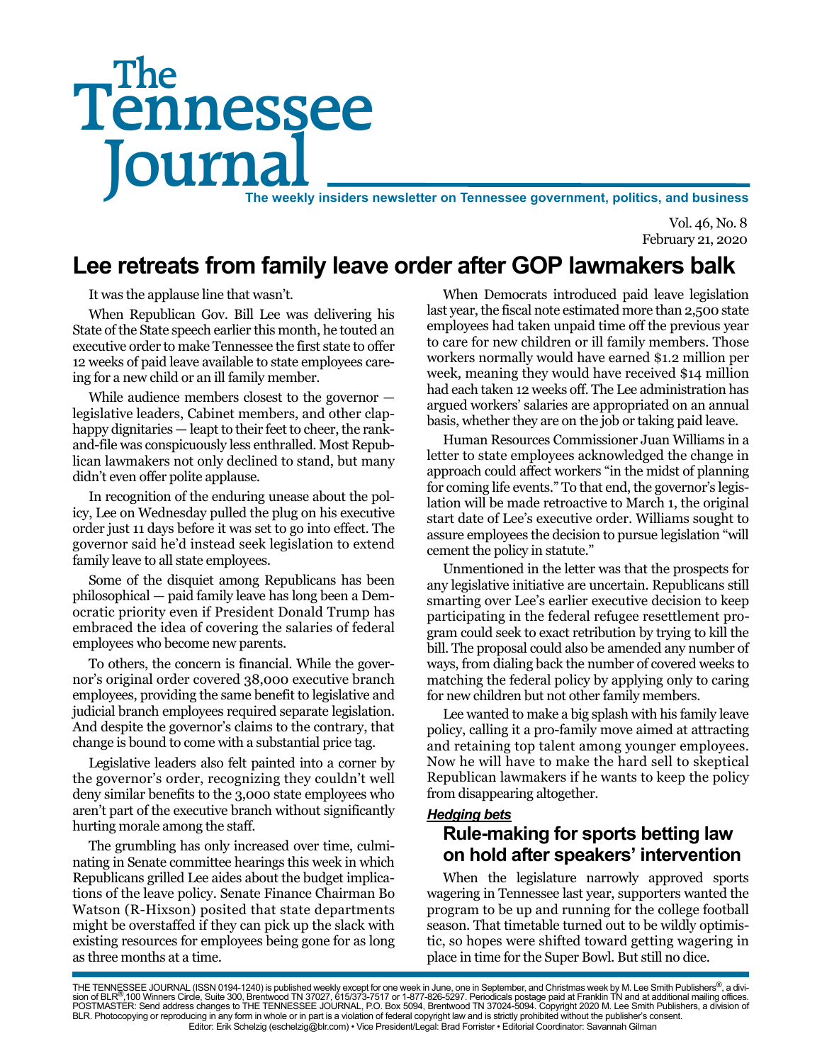# The Tennessee Journal

**The weekly insiders newsletter on Tennessee government, politics, and business**

Vol. 46, No. 8
February 21, 2020

## Lee retreats from family leave order after GOP lawmakers balk

It was the applause line that wasn't.

When Republican Gov. Bill Lee was delivering his State of the State speech earlier this month, he touted an executive order to make Tennessee the first state to offer 12 weeks of paid leave available to state employees caring for a new child or an ill family member.

While audience members closest to the governor — legislative leaders, Cabinet members, and other clap-happy dignitaries — leapt to their feet to cheer, the rank-and-file was conspicuously less enthralled. Most Republican lawmakers not only declined to stand, but many didn't even offer polite applause.

In recognition of the enduring unease about the policy, Lee on Wednesday pulled the plug on his executive order just 11 days before it was set to go into effect. The governor said he'd instead seek legislation to extend family leave to all state employees.

Some of the disquiet among Republicans has been philosophical — paid family leave has long been a Democratic priority even if President Donald Trump has embraced the idea of covering the salaries of federal employees who become new parents.

To others, the concern is financial. While the governor's original order covered 38,000 executive branch employees, providing the same benefit to legislative and judicial branch employees required separate legislation. And despite the governor's claims to the contrary, that change is bound to come with a substantial price tag.

Legislative leaders also felt painted into a corner by the governor's order, recognizing they couldn't well deny similar benefits to the 3,000 state employees who aren't part of the executive branch without significantly hurting morale among the staff.

The grumbling has only increased over time, culminating in Senate committee hearings this week in which Republicans grilled Lee aides about the budget implications of the leave policy. Senate Finance Chairman Bo Watson (R-Hixson) posited that state departments might be overstaffed if they can pick up the slack with existing resources for employees being gone for as long as three months at a time.

When Democrats introduced paid leave legislation last year, the fiscal note estimated more than 2,500 state employees had taken unpaid time off the previous year to care for new children or ill family members. Those workers normally would have earned $1.2 million per week, meaning they would have received $14 million had each taken 12 weeks off. The Lee administration has argued workers' salaries are appropriated on an annual basis, whether they are on the job or taking paid leave.

Human Resources Commissioner Juan Williams in a letter to state employees acknowledged the change in approach could affect workers "in the midst of planning for coming life events." To that end, the governor's legislation will be made retroactive to March 1, the original start date of Lee's executive order. Williams sought to assure employees the decision to pursue legislation "will cement the policy in statute."

Unmentioned in the letter was that the prospects for any legislative initiative are uncertain. Republicans still smarting over Lee's earlier executive decision to keep participating in the federal refugee resettlement program could seek to exact retribution by trying to kill the bill. The proposal could also be amended any number of ways, from dialing back the number of covered weeks to matching the federal policy by applying only to caring for new children but not other family members.

Lee wanted to make a big splash with his family leave policy, calling it a pro-family move aimed at attracting and retaining top talent among younger employees. Now he will have to make the hard sell to skeptical Republican lawmakers if he wants to keep the policy from disappearing altogether.

***Hedging bets***

### Rule-making for sports betting law on hold after speakers' intervention

When the legislature narrowly approved sports wagering in Tennessee last year, supporters wanted the program to be up and running for the college football season. That timetable turned out to be wildly optimistic, so hopes were shifted toward getting wagering in place in time for the Super Bowl. But still no dice.

THE TENNESSEE JOURNAL (ISSN 0194-1240) is published weekly except for one week in June, one in September, and Christmas week by M. Lee Smith Publishers®, a division of BLR®,100 Winners Circle, Suite 300, Brentwood TN 37027, 615/373-7517 or 1-877-826-5297. Periodicals postage paid at Franklin TN and at additional mailing offices. POSTMASTER: Send address changes to THE TENNESSEE JOURNAL, P.O. Box 5094, Brentwood TN 37024-5094. Copyright 2020 M. Lee Smith Publishers, a division of BLR. Photocopying or reproducing in any form in whole or in part is a violation of federal copyright law and is strictly prohibited without the publisher's consent.
Editor: Erik Schelzig (eschelzig@blr.com) • Vice President/Legal: Brad Forrister • Editorial Coordinator: Savannah Gilman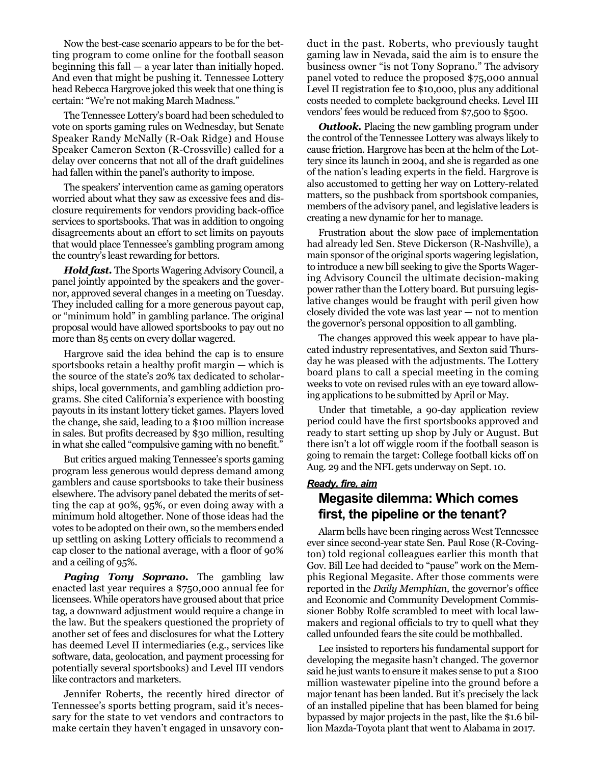Now the best-case scenario appears to be for the betting program to come online for the football season beginning this fall — a year later than initially hoped. And even that might be pushing it. Tennessee Lottery head Rebecca Hargrove joked this week that one thing is certain: "We're not making March Madness."

The Tennessee Lottery's board had been scheduled to vote on sports gaming rules on Wednesday, but Senate Speaker Randy McNally (R-Oak Ridge) and House Speaker Cameron Sexton (R-Crossville) called for a delay over concerns that not all of the draft guidelines had fallen within the panel's authority to impose.

The speakers' intervention came as gaming operators worried about what they saw as excessive fees and disclosure requirements for vendors providing back-office services to sportsbooks. That was in addition to ongoing disagreements about an effort to set limits on payouts that would place Tennessee's gambling program among the country's least rewarding for bettors.

***Hold fast.*** The Sports Wagering Advisory Council, a panel jointly appointed by the speakers and the governor, approved several changes in a meeting on Tuesday. They included calling for a more generous payout cap, or "minimum hold" in gambling parlance. The original proposal would have allowed sportsbooks to pay out no more than 85 cents on every dollar wagered.

Hargrove said the idea behind the cap is to ensure sportsbooks retain a healthy profit margin — which is the source of the state's 20% tax dedicated to scholarships, local governments, and gambling addiction programs. She cited California's experience with boosting payouts in its instant lottery ticket games. Players loved the change, she said, leading to a $100 million increase in sales. But profits decreased by $30 million, resulting in what she called "compulsive gaming with no benefit."

But critics argued making Tennessee's sports gaming program less generous would depress demand among gamblers and cause sportsbooks to take their business elsewhere. The advisory panel debated the merits of setting the cap at 90%, 95%, or even doing away with a minimum hold altogether. None of those ideas had the votes to be adopted on their own, so the members ended up settling on asking Lottery officials to recommend a cap closer to the national average, with a floor of 90% and a ceiling of 95%.

***Paging Tony Soprano.*** The gambling law enacted last year requires a $750,000 annual fee for licensees. While operators have groused about that price tag, a downward adjustment would require a change in the law. But the speakers questioned the propriety of another set of fees and disclosures for what the Lottery has deemed Level II intermediaries (e.g., services like software, data, geolocation, and payment processing for potentially several sportsbooks) and Level III vendors like contractors and marketers.

Jennifer Roberts, the recently hired director of Tennessee's sports betting program, said it's necessary for the state to vet vendors and contractors to make certain they haven't engaged in unsavory conduct in the past. Roberts, who previously taught gaming law in Nevada, said the aim is to ensure the business owner "is not Tony Soprano." The advisory panel voted to reduce the proposed $75,000 annual Level II registration fee to $10,000, plus any additional costs needed to complete background checks. Level III vendors' fees would be reduced from $7,500 to $500.

***Outlook.*** Placing the new gambling program under the control of the Tennessee Lottery was always likely to cause friction. Hargrove has been at the helm of the Lottery since its launch in 2004, and she is regarded as one of the nation's leading experts in the field. Hargrove is also accustomed to getting her way on Lottery-related matters, so the pushback from sportsbook companies, members of the advisory panel, and legislative leaders is creating a new dynamic for her to manage.

Frustration about the slow pace of implementation had already led Sen. Steve Dickerson (R-Nashville), a main sponsor of the original sports wagering legislation, to introduce a new bill seeking to give the Sports Wagering Advisory Council the ultimate decision-making power rather than the Lottery board. But pursuing legislative changes would be fraught with peril given how closely divided the vote was last year — not to mention the governor's personal opposition to all gambling.

The changes approved this week appear to have placated industry representatives, and Sexton said Thursday he was pleased with the adjustments. The Lottery board plans to call a special meeting in the coming weeks to vote on revised rules with an eye toward allowing applications to be submitted by April or May.

Under that timetable, a 90-day application review period could have the first sportsbooks approved and ready to start setting up shop by July or August. But there isn't a lot off wiggle room if the football season is going to remain the target: College football kicks off on Aug. 29 and the NFL gets underway on Sept. 10.

***Ready, fire, aim***

## Megasite dilemma: Which comes first, the pipeline or the tenant?

Alarm bells have been ringing across West Tennessee ever since second-year state Sen. Paul Rose (R-Covington) told regional colleagues earlier this month that Gov. Bill Lee had decided to "pause" work on the Memphis Regional Megasite. After those comments were reported in the *Daily Memphian,* the governor's office and Economic and Community Development Commissioner Bobby Rolfe scrambled to meet with local lawmakers and regional officials to try to quell what they called unfounded fears the site could be mothballed.

Lee insisted to reporters his fundamental support for developing the megasite hasn't changed. The governor said he just wants to ensure it makes sense to put a $100 million wastewater pipeline into the ground before a major tenant has been landed. But it's precisely the lack of an installed pipeline that has been blamed for being bypassed by major projects in the past, like the $1.6 billion Mazda-Toyota plant that went to Alabama in 2017.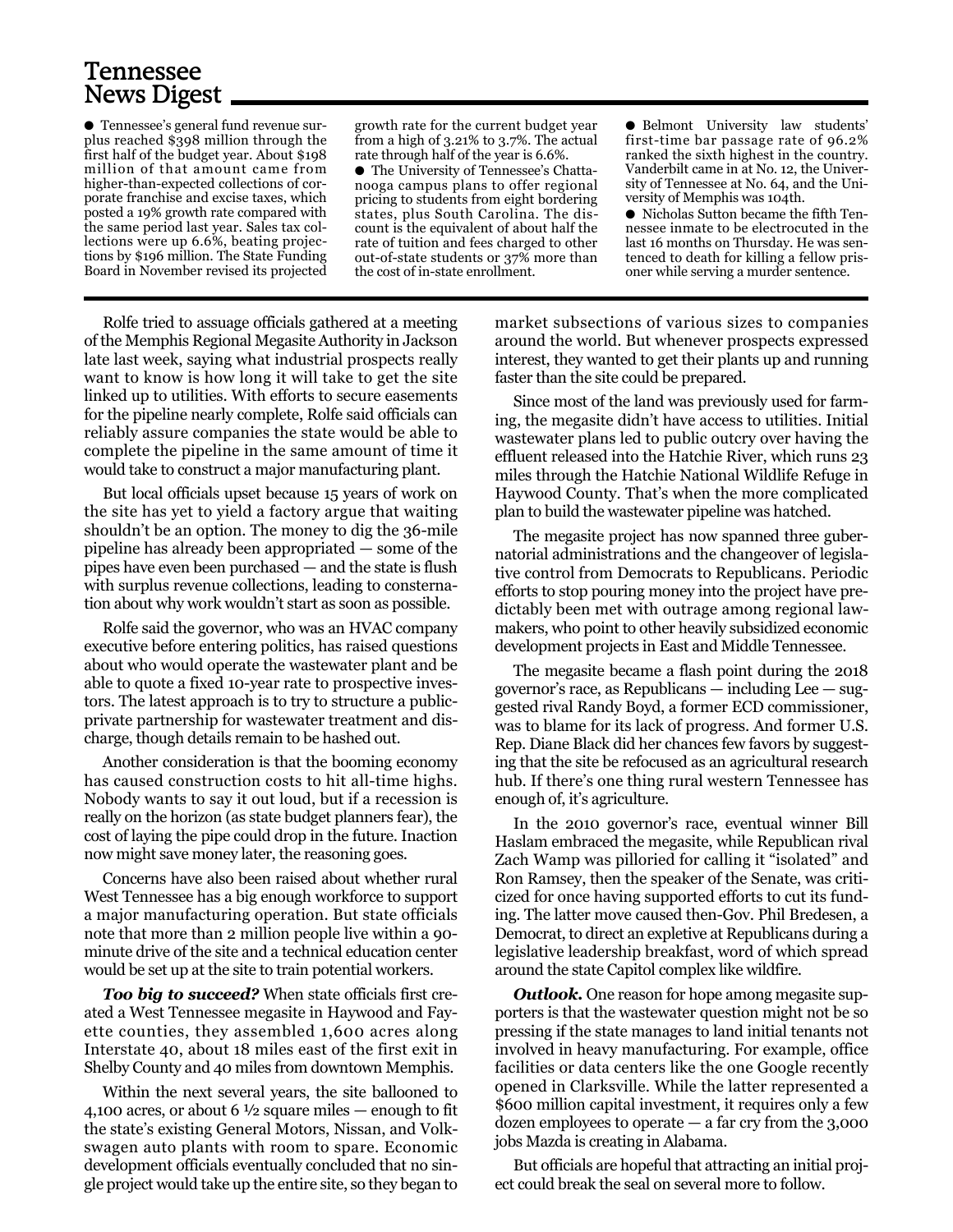## Tennessee News Digest

- Tennessee's general fund revenue surplus reached $398 million through the first half of the budget year. About $198 million of that amount came from higher-than-expected collections of corporate franchise and excise taxes, which posted a 19% growth rate compared with the same period last year. Sales tax collections were up 6.6%, beating projections by $196 million. The State Funding Board in November revised its projected growth rate for the current budget year from a high of 3.21% to 3.7%. The actual rate through half of the year is 6.6%.
- The University of Tennessee's Chattanooga campus plans to offer regional pricing to students from eight bordering states, plus South Carolina. The discount is the equivalent of about half the rate of tuition and fees charged to other out-of-state students or 37% more than the cost of in-state enrollment.
- Belmont University law students' first-time bar passage rate of 96.2% ranked the sixth highest in the country. Vanderbilt came in at No. 12, the University of Tennessee at No. 64, and the University of Memphis was 104th.
- Nicholas Sutton became the fifth Tennessee inmate to be electrocuted in the last 16 months on Thursday. He was sentenced to death for killing a fellow prisoner while serving a murder sentence.

---

Rolfe tried to assuage officials gathered at a meeting of the Memphis Regional Megasite Authority in Jackson late last week, saying what industrial prospects really want to know is how long it will take to get the site linked up to utilities. With efforts to secure easements for the pipeline nearly complete, Rolfe said officials can reliably assure companies the state would be able to complete the pipeline in the same amount of time it would take to construct a major manufacturing plant.

But local officials upset because 15 years of work on the site has yet to yield a factory argue that waiting shouldn't be an option. The money to dig the 36-mile pipeline has already been appropriated — some of the pipes have even been purchased — and the state is flush with surplus revenue collections, leading to consternation about why work wouldn't start as soon as possible.

Rolfe said the governor, who was an HVAC company executive before entering politics, has raised questions about who would operate the wastewater plant and be able to quote a fixed 10-year rate to prospective investors. The latest approach is to try to structure a public-private partnership for wastewater treatment and discharge, though details remain to be hashed out.

Another consideration is that the booming economy has caused construction costs to hit all-time highs. Nobody wants to say it out loud, but if a recession is really on the horizon (as state budget planners fear), the cost of laying the pipe could drop in the future. Inaction now might save money later, the reasoning goes.

Concerns have also been raised about whether rural West Tennessee has a big enough workforce to support a major manufacturing operation. But state officials note that more than 2 million people live within a 90-minute drive of the site and a technical education center would be set up at the site to train potential workers.

***Too big to succeed?*** When state officials first created a West Tennessee megasite in Haywood and Fayette counties, they assembled 1,600 acres along Interstate 40, about 18 miles east of the first exit in Shelby County and 40 miles from downtown Memphis.

Within the next several years, the site ballooned to 4,100 acres, or about 6 ½ square miles — enough to fit the state's existing General Motors, Nissan, and Volkswagen auto plants with room to spare. Economic development officials eventually concluded that no single project would take up the entire site, so they began to market subsections of various sizes to companies around the world. But whenever prospects expressed interest, they wanted to get their plants up and running faster than the site could be prepared.

Since most of the land was previously used for farming, the megasite didn't have access to utilities. Initial wastewater plans led to public outcry over having the effluent released into the Hatchie River, which runs 23 miles through the Hatchie National Wildlife Refuge in Haywood County. That's when the more complicated plan to build the wastewater pipeline was hatched.

The megasite project has now spanned three gubernatorial administrations and the changeover of legislative control from Democrats to Republicans. Periodic efforts to stop pouring money into the project have predictably been met with outrage among regional lawmakers, who point to other heavily subsidized economic development projects in East and Middle Tennessee.

The megasite became a flash point during the 2018 governor's race, as Republicans — including Lee — suggested rival Randy Boyd, a former ECD commissioner, was to blame for its lack of progress. And former U.S. Rep. Diane Black did her chances few favors by suggesting that the site be refocused as an agricultural research hub. If there's one thing rural western Tennessee has enough of, it's agriculture.

In the 2010 governor's race, eventual winner Bill Haslam embraced the megasite, while Republican rival Zach Wamp was pilloried for calling it "isolated" and Ron Ramsey, then the speaker of the Senate, was criticized for once having supported efforts to cut its funding. The latter move caused then-Gov. Phil Bredesen, a Democrat, to direct an expletive at Republicans during a legislative leadership breakfast, word of which spread around the state Capitol complex like wildfire.

***Outlook.*** One reason for hope among megasite supporters is that the wastewater question might not be so pressing if the state manages to land initial tenants not involved in heavy manufacturing. For example, office facilities or data centers like the one Google recently opened in Clarksville. While the latter represented a $600 million capital investment, it requires only a few dozen employees to operate — a far cry from the 3,000 jobs Mazda is creating in Alabama.

But officials are hopeful that attracting an initial project could break the seal on several more to follow.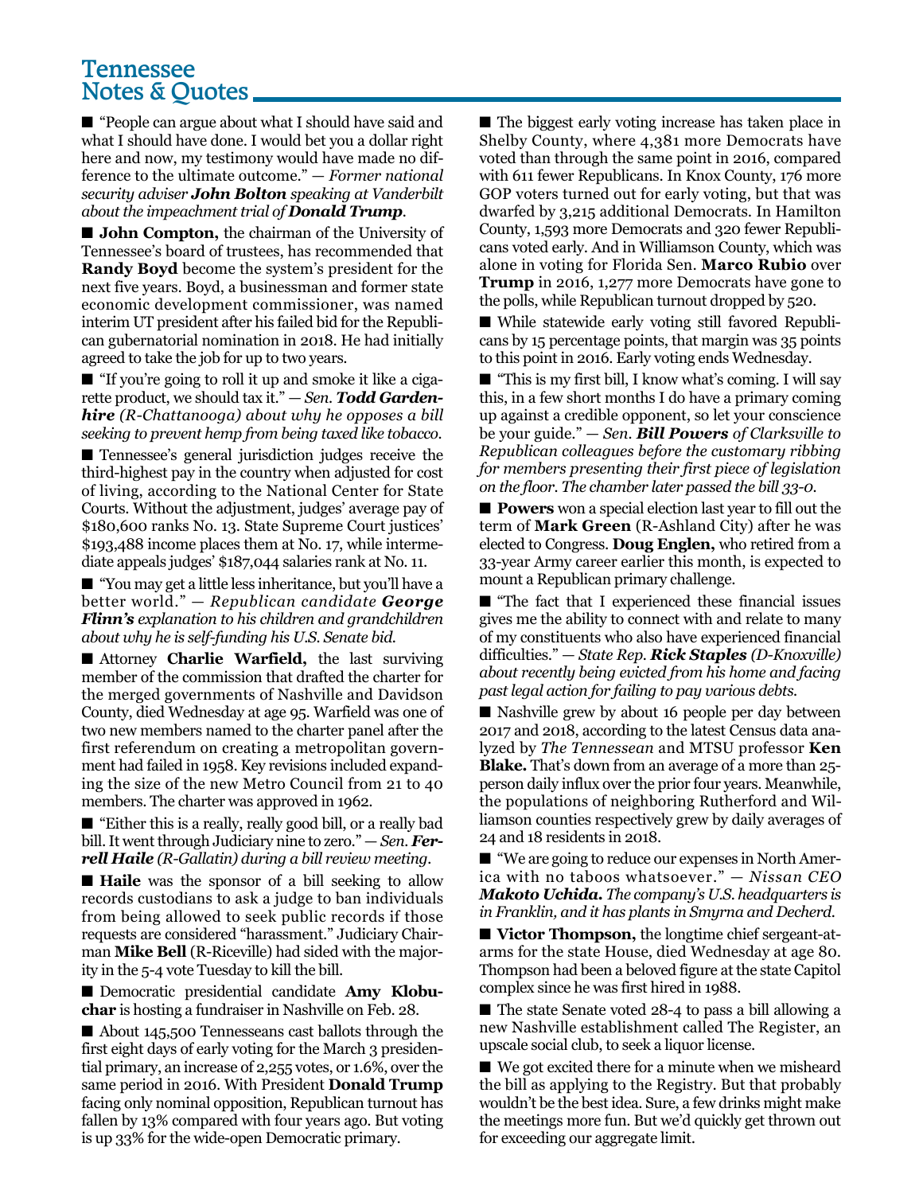# Tennessee Notes & Quotes

■ "People can argue about what I should have said and what I should have done. I would bet you a dollar right here and now, my testimony would have made no difference to the ultimate outcome." — *Former national security adviser **John Bolton** speaking at Vanderbilt about the impeachment trial of **Donald Trump**.*

■ **John Compton,** the chairman of the University of Tennessee's board of trustees, has recommended that **Randy Boyd** become the system's president for the next five years. Boyd, a businessman and former state economic development commissioner, was named interim UT president after his failed bid for the Republican gubernatorial nomination in 2018. He had initially agreed to take the job for up to two years.

■ "If you're going to roll it up and smoke it like a cigarette product, we should tax it." — *Sen. **Todd Gardenhire** (R-Chattanooga) about why he opposes a bill seeking to prevent hemp from being taxed like tobacco.*

■ Tennessee's general jurisdiction judges receive the third-highest pay in the country when adjusted for cost of living, according to the National Center for State Courts. Without the adjustment, judges' average pay of $180,600 ranks No. 13. State Supreme Court justices' $193,488 income places them at No. 17, while intermediate appeals judges' $187,044 salaries rank at No. 11.

■ "You may get a little less inheritance, but you'll have a better world." — *Republican candidate **George Flinn's** explanation to his children and grandchildren about why he is self-funding his U.S. Senate bid.*

■ Attorney **Charlie Warfield,** the last surviving member of the commission that drafted the charter for the merged governments of Nashville and Davidson County, died Wednesday at age 95. Warfield was one of two new members named to the charter panel after the first referendum on creating a metropolitan government had failed in 1958. Key revisions included expanding the size of the new Metro Council from 21 to 40 members. The charter was approved in 1962.

■ "Either this is a really, really good bill, or a really bad bill. It went through Judiciary nine to zero." — *Sen. **Ferrell Haile** (R-Gallatin) during a bill review meeting.*

■ **Haile** was the sponsor of a bill seeking to allow records custodians to ask a judge to ban individuals from being allowed to seek public records if those requests are considered "harassment." Judiciary Chairman **Mike Bell** (R-Riceville) had sided with the majority in the 5-4 vote Tuesday to kill the bill.

■ Democratic presidential candidate **Amy Klobuchar** is hosting a fundraiser in Nashville on Feb. 28.

■ About 145,500 Tennesseans cast ballots through the first eight days of early voting for the March 3 presidential primary, an increase of 2,255 votes, or 1.6%, over the same period in 2016. With President **Donald Trump** facing only nominal opposition, Republican turnout has fallen by 13% compared with four years ago. But voting is up 33% for the wide-open Democratic primary.

■ The biggest early voting increase has taken place in Shelby County, where 4,381 more Democrats have voted than through the same point in 2016, compared with 611 fewer Republicans. In Knox County, 176 more GOP voters turned out for early voting, but that was dwarfed by 3,215 additional Democrats. In Hamilton County, 1,593 more Democrats and 320 fewer Republicans voted early. And in Williamson County, which was alone in voting for Florida Sen. **Marco Rubio** over **Trump** in 2016, 1,277 more Democrats have gone to the polls, while Republican turnout dropped by 520.

■ While statewide early voting still favored Republicans by 15 percentage points, that margin was 35 points to this point in 2016. Early voting ends Wednesday.

■ "This is my first bill, I know what's coming. I will say this, in a few short months I do have a primary coming up against a credible opponent, so let your conscience be your guide." — *Sen. **Bill Powers** of Clarksville to Republican colleagues before the customary ribbing for members presenting their first piece of legislation on the floor. The chamber later passed the bill 33-0.*

■ **Powers** won a special election last year to fill out the term of **Mark Green** (R-Ashland City) after he was elected to Congress. **Doug Englen,** who retired from a 33-year Army career earlier this month, is expected to mount a Republican primary challenge.

■ "The fact that I experienced these financial issues gives me the ability to connect with and relate to many of my constituents who also have experienced financial difficulties." — *State Rep. **Rick Staples** (D-Knoxville) about recently being evicted from his home and facing past legal action for failing to pay various debts.*

■ Nashville grew by about 16 people per day between 2017 and 2018, according to the latest Census data analyzed by *The Tennessean* and MTSU professor **Ken Blake.** That's down from an average of a more than 25-person daily influx over the prior four years. Meanwhile, the populations of neighboring Rutherford and Williamson counties respectively grew by daily averages of 24 and 18 residents in 2018.

■ "We are going to reduce our expenses in North America with no taboos whatsoever." — *Nissan CEO **Makoto Uchida.** The company's U.S. headquarters is in Franklin, and it has plants in Smyrna and Decherd.*

■ **Victor Thompson,** the longtime chief sergeant-at-arms for the state House, died Wednesday at age 80. Thompson had been a beloved figure at the state Capitol complex since he was first hired in 1988.

■ The state Senate voted 28-4 to pass a bill allowing a new Nashville establishment called The Register, an upscale social club, to seek a liquor license.

■ We got excited there for a minute when we misheard the bill as applying to the Registry. But that probably wouldn't be the best idea. Sure, a few drinks might make the meetings more fun. But we'd quickly get thrown out for exceeding our aggregate limit.